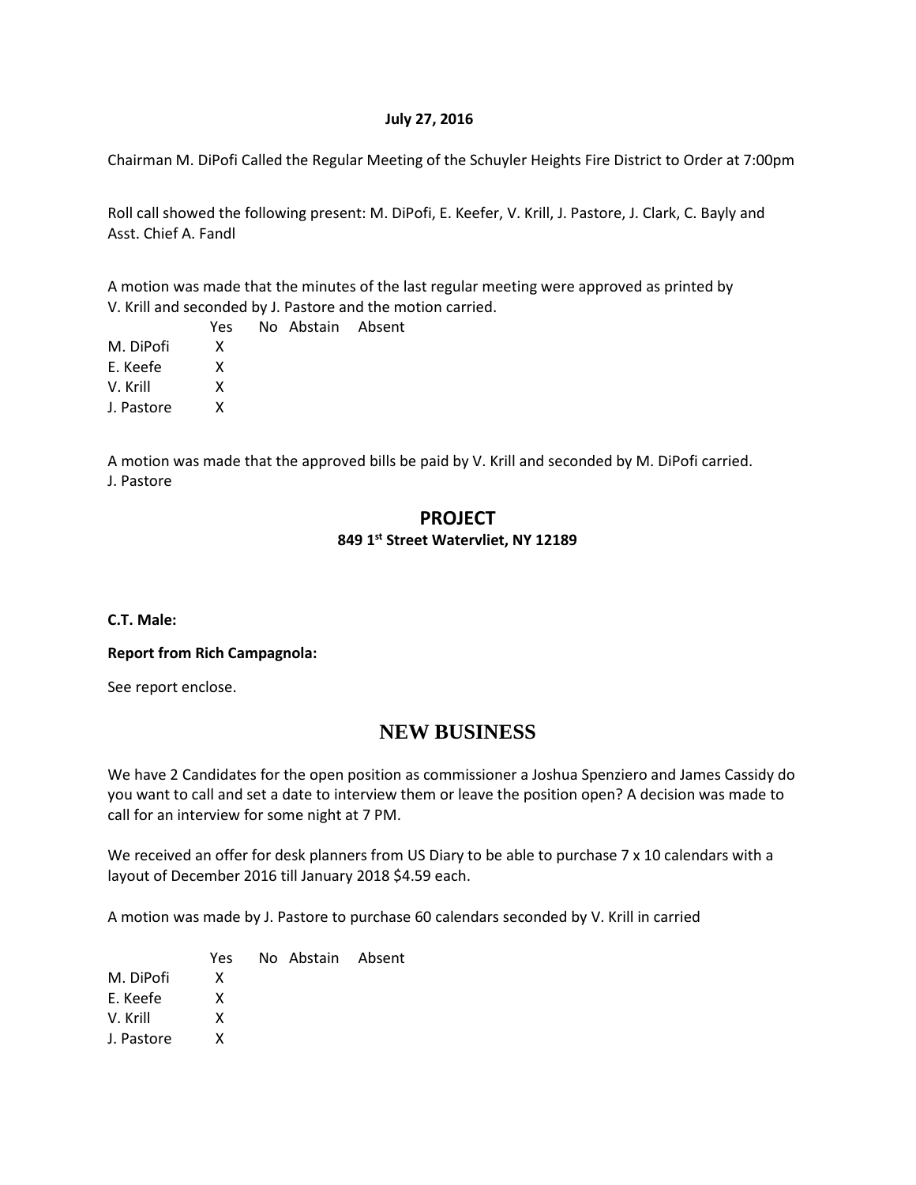**July 27, 2016**

Chairman M. DiPofi Called the Regular Meeting of the Schuyler Heights Fire District to Order at 7:00pm

Roll call showed the following present: M. DiPofi, E. Keefer, V. Krill, J. Pastore, J. Clark, C. Bayly and Asst. Chief A. Fandl

A motion was made that the minutes of the last regular meeting were approved as printed by V. Krill and seconded by J. Pastore and the motion carried.

| | Yes | No | Abstain | Absent |
|---|---|---|---|---|
| M. DiPofi | X | | | |
| E. Keefe | X | | | |
| V. Krill | X | | | |
| J. Pastore | X | | | |

A motion was made that the approved bills be paid by V. Krill and seconded by M. DiPofi carried.
J. Pastore

## PROJECT

**849 1st Street Watervliet, NY 12189**

**C.T. Male:**

**Report from Rich Campagnola:**

See report enclose.

## NEW BUSINESS

We have 2 Candidates for the open position as commissioner a Joshua Spenziero and James Cassidy do you want to call and set a date to interview them or leave the position open? A decision was made to call for an interview for some night at 7 PM.

We received an offer for desk planners from US Diary to be able to purchase 7 x 10 calendars with a layout of December 2016 till January 2018 $4.59 each.

A motion was made by J. Pastore to purchase 60 calendars seconded by V. Krill in carried

| | Yes | No | Abstain | Absent |
|---|---|---|---|---|
| M. DiPofi | X | | | |
| E. Keefe | X | | | |
| V. Krill | X | | | |
| J. Pastore | X | | | |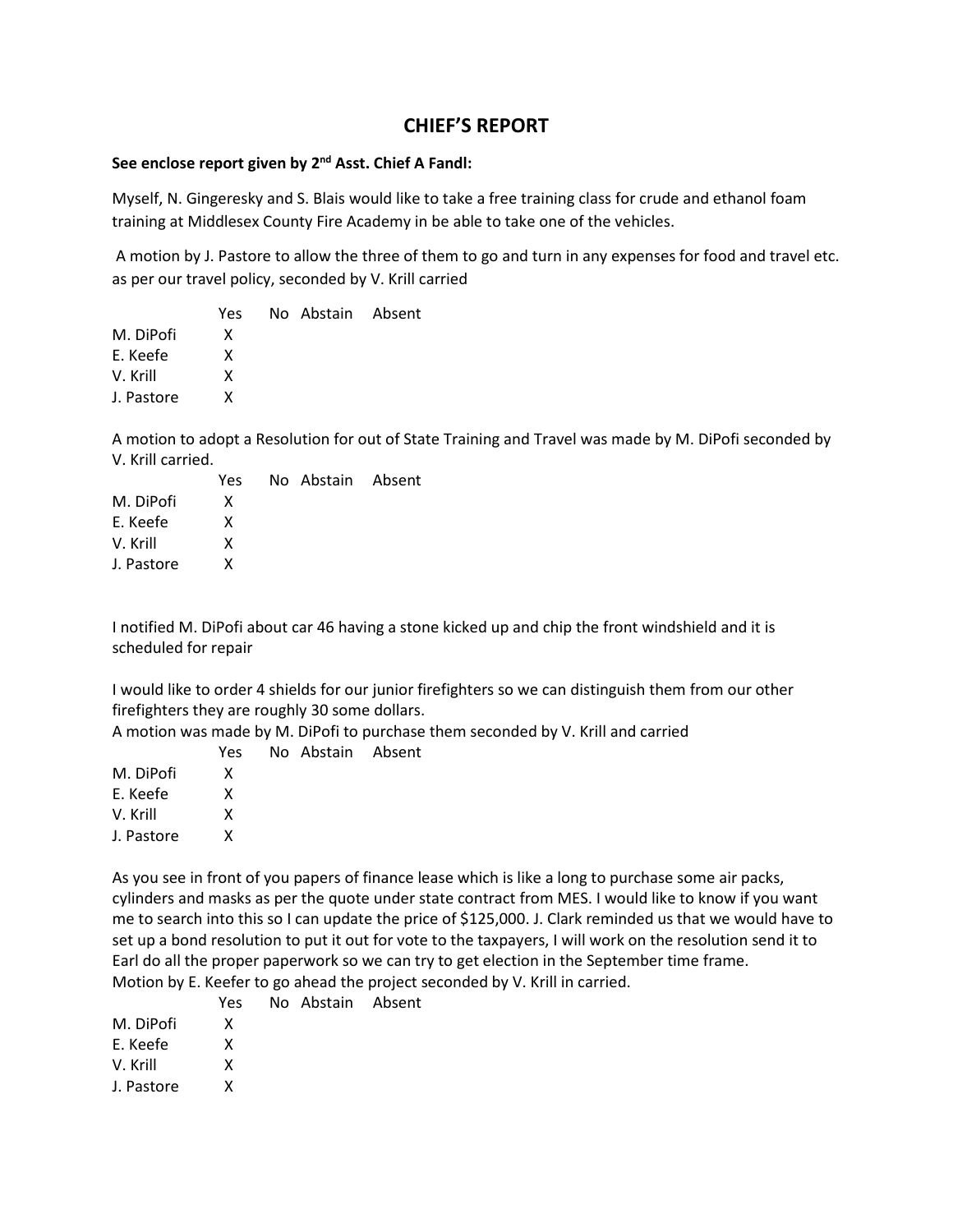# CHIEF'S REPORT

**See enclose report given by 2nd Asst. Chief A Fandl:**

Myself, N. Gingeresky and S. Blais would like to take a free training class for crude and ethanol foam training at Middlesex County Fire Academy in be able to take one of the vehicles.

A motion by J. Pastore to allow the three of them to go and turn in any expenses for food and travel etc. as per our travel policy, seconded by V. Krill carried

| | Yes | No | Abstain | Absent |
|---|---|---|---|---|
| M. DiPofi | X | | | |
| E. Keefe | X | | | |
| V. Krill | X | | | |
| J. Pastore | X | | | |

A motion to adopt a Resolution for out of State Training and Travel was made by M. DiPofi seconded by V. Krill carried.

| | Yes | No | Abstain | Absent |
|---|---|---|---|---|
| M. DiPofi | X | | | |
| E. Keefe | X | | | |
| V. Krill | X | | | |
| J. Pastore | X | | | |

I notified M. DiPofi about car 46 having a stone kicked up and chip the front windshield and it is scheduled for repair

I would like to order 4 shields for our junior firefighters so we can distinguish them from our other firefighters they are roughly 30 some dollars.
A motion was made by M. DiPofi to purchase them seconded by V. Krill and carried

| | Yes | No | Abstain | Absent |
|---|---|---|---|---|
| M. DiPofi | X | | | |
| E. Keefe | X | | | |
| V. Krill | X | | | |
| J. Pastore | X | | | |

As you see in front of you papers of finance lease which is like a long to purchase some air packs, cylinders and masks as per the quote under state contract from MES. I would like to know if you want me to search into this so I can update the price of $125,000. J. Clark reminded us that we would have to set up a bond resolution to put it out for vote to the taxpayers, I will work on the resolution send it to Earl do all the proper paperwork so we can try to get election in the September time frame.
Motion by E. Keefer to go ahead the project seconded by V. Krill in carried.

| | Yes | No | Abstain | Absent |
|---|---|---|---|---|
| M. DiPofi | X | | | |
| E. Keefe | X | | | |
| V. Krill | X | | | |
| J. Pastore | X | | | |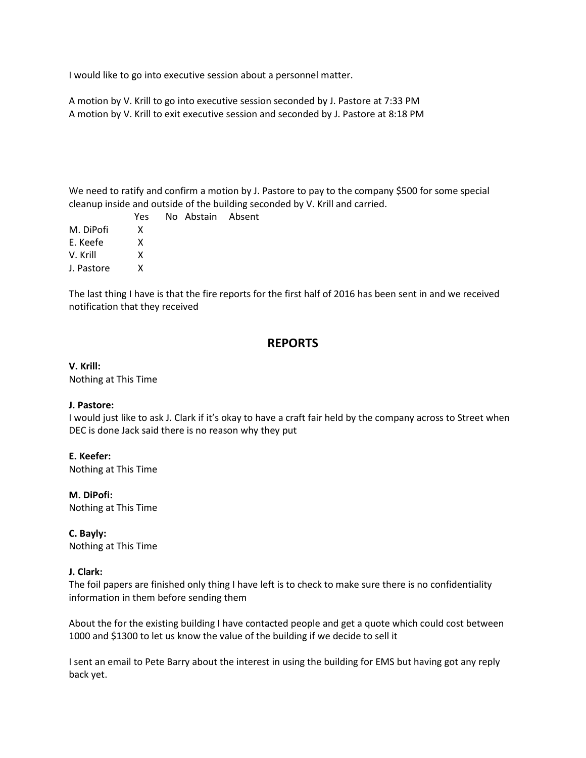I would like to go into executive session about a personnel matter.

A motion by V. Krill to go into executive session seconded by J. Pastore at 7:33 PM
A motion by V. Krill to exit executive session and seconded by J. Pastore at 8:18 PM

We need to ratify and confirm a motion by J. Pastore to pay to the company $500 for some special cleanup inside and outside of the building seconded by V. Krill and carried.

| | Yes | No | Abstain | Absent |
|---|---|---|---|---|
| M. DiPofi | X | | | |
| E. Keefe | X | | | |
| V. Krill | X | | | |
| J. Pastore | X | | | |

The last thing I have is that the fire reports for the first half of 2016 has been sent in and we received notification that they received

## REPORTS

**V. Krill:**
Nothing at This Time

**J. Pastore:**
I would just like to ask J. Clark if it's okay to have a craft fair held by the company across to Street when DEC is done Jack said there is no reason why they put

**E. Keefer:**
Nothing at This Time

**M. DiPofi:**
Nothing at This Time

**C. Bayly:**
Nothing at This Time

**J. Clark:**
The foil papers are finished only thing I have left is to check to make sure there is no confidentiality information in them before sending them

About the for the existing building I have contacted people and get a quote which could cost between 1000 and $1300 to let us know the value of the building if we decide to sell it

I sent an email to Pete Barry about the interest in using the building for EMS but having got any reply back yet.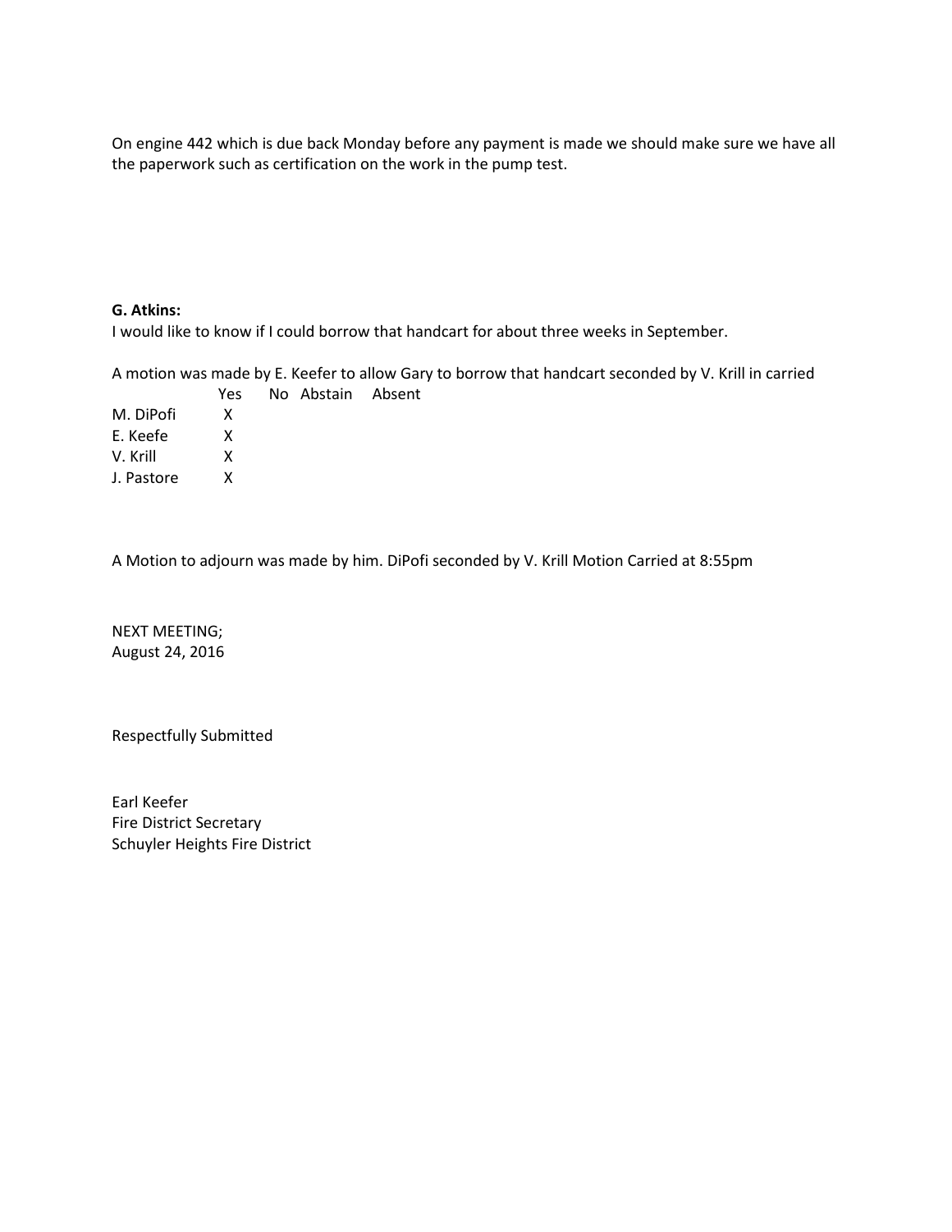On engine 442 which is due back Monday before any payment is made we should make sure we have all the paperwork such as certification on the work in the pump test.

**G. Atkins:**
I would like to know if I could borrow that handcart for about three weeks in September.

A motion was made by E. Keefer to allow Gary to borrow that handcart seconded by V. Krill in carried

| | Yes | No | Abstain | Absent |
|---|---|---|---|---|
| M. DiPofi | X | | | |
| E. Keefe | X | | | |
| V. Krill | X | | | |
| J. Pastore | X | | | |

A Motion to adjourn was made by him. DiPofi seconded by V. Krill Motion Carried at 8:55pm

NEXT MEETING;
August 24, 2016

Respectfully Submitted

Earl Keefer
Fire District Secretary
Schuyler Heights Fire District